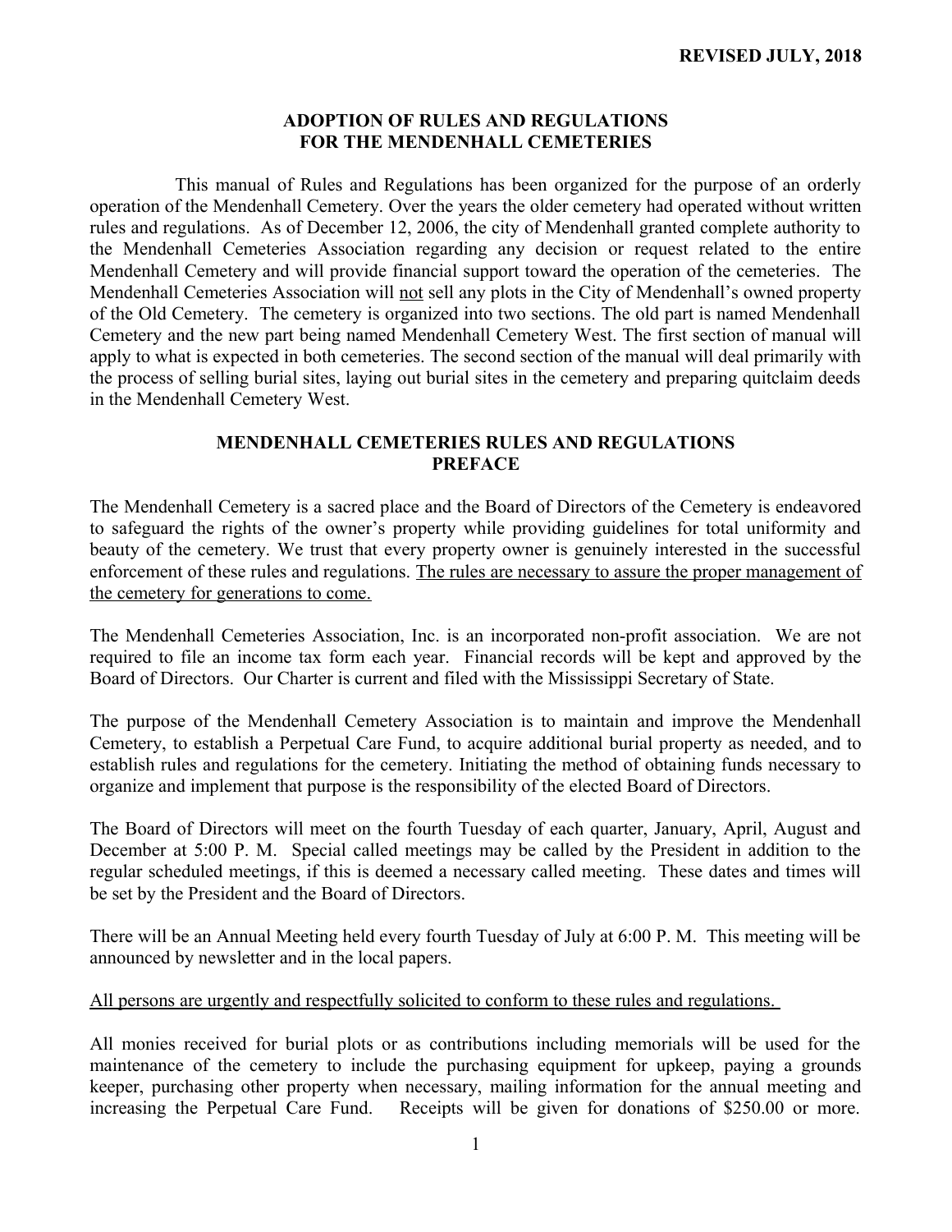**REVISED JULY, 2018**

## ADOPTION OF RULES AND REGULATIONS FOR THE MENDENHALL CEMETERIES

This manual of Rules and Regulations has been organized for the purpose of an orderly operation of the Mendenhall Cemetery. Over the years the older cemetery had operated without written rules and regulations. As of December 12, 2006, the city of Mendenhall granted complete authority to the Mendenhall Cemeteries Association regarding any decision or request related to the entire Mendenhall Cemetery and will provide financial support toward the operation of the cemeteries. The Mendenhall Cemeteries Association will <u>not</u> sell any plots in the City of Mendenhall's owned property of the Old Cemetery. The cemetery is organized into two sections. The old part is named Mendenhall Cemetery and the new part being named Mendenhall Cemetery West. The first section of manual will apply to what is expected in both cemeteries. The second section of the manual will deal primarily with the process of selling burial sites, laying out burial sites in the cemetery and preparing quitclaim deeds in the Mendenhall Cemetery West.

## MENDENHALL CEMETERIES RULES AND REGULATIONS PREFACE

The Mendenhall Cemetery is a sacred place and the Board of Directors of the Cemetery is endeavored to safeguard the rights of the owner's property while providing guidelines for total uniformity and beauty of the cemetery. We trust that every property owner is genuinely interested in the successful enforcement of these rules and regulations. <u>The rules are necessary to assure the proper management of the cemetery for generations to come.</u>

The Mendenhall Cemeteries Association, Inc. is an incorporated non-profit association. We are not required to file an income tax form each year. Financial records will be kept and approved by the Board of Directors. Our Charter is current and filed with the Mississippi Secretary of State.

The purpose of the Mendenhall Cemetery Association is to maintain and improve the Mendenhall Cemetery, to establish a Perpetual Care Fund, to acquire additional burial property as needed, and to establish rules and regulations for the cemetery. Initiating the method of obtaining funds necessary to organize and implement that purpose is the responsibility of the elected Board of Directors.

The Board of Directors will meet on the fourth Tuesday of each quarter, January, April, August and December at 5:00 P. M. Special called meetings may be called by the President in addition to the regular scheduled meetings, if this is deemed a necessary called meeting. These dates and times will be set by the President and the Board of Directors.

There will be an Annual Meeting held every fourth Tuesday of July at 6:00 P. M. This meeting will be announced by newsletter and in the local papers.

<u>All persons are urgently and respectfully solicited to conform to these rules and regulations.</u>

All monies received for burial plots or as contributions including memorials will be used for the maintenance of the cemetery to include the purchasing equipment for upkeep, paying a grounds keeper, purchasing other property when necessary, mailing information for the annual meeting and increasing the Perpetual Care Fund. Receipts will be given for donations of $250.00 or more.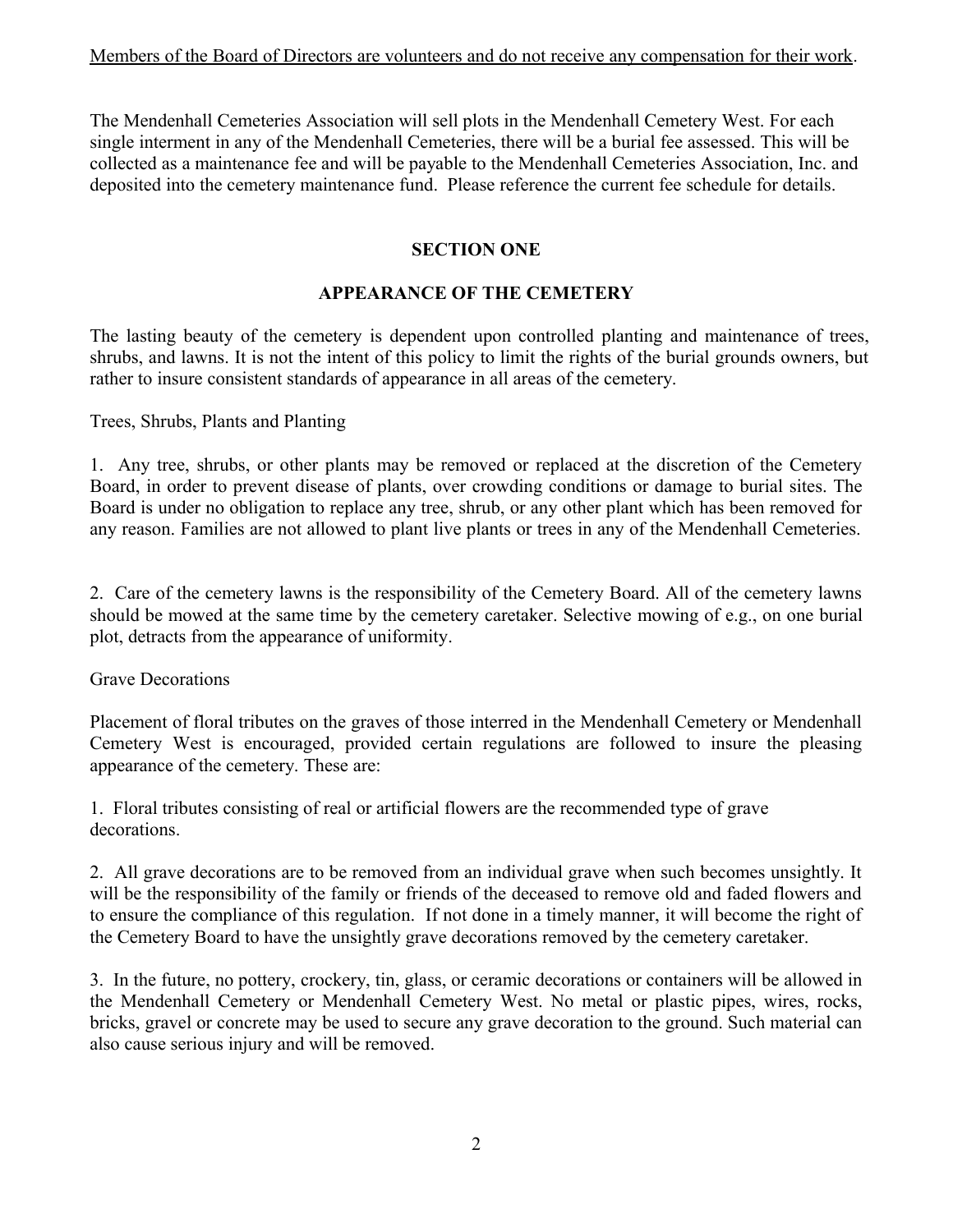Members of the Board of Directors are volunteers and do not receive any compensation for their work.

The Mendenhall Cemeteries Association will sell plots in the Mendenhall Cemetery West. For each single interment in any of the Mendenhall Cemeteries, there will be a burial fee assessed. This will be collected as a maintenance fee and will be payable to the Mendenhall Cemeteries Association, Inc. and deposited into the cemetery maintenance fund. Please reference the current fee schedule for details.

## SECTION ONE

## APPEARANCE OF THE CEMETERY

The lasting beauty of the cemetery is dependent upon controlled planting and maintenance of trees, shrubs, and lawns. It is not the intent of this policy to limit the rights of the burial grounds owners, but rather to insure consistent standards of appearance in all areas of the cemetery.

Trees, Shrubs, Plants and Planting

1. Any tree, shrubs, or other plants may be removed or replaced at the discretion of the Cemetery Board, in order to prevent disease of plants, over crowding conditions or damage to burial sites. The Board is under no obligation to replace any tree, shrub, or any other plant which has been removed for any reason. Families are not allowed to plant live plants or trees in any of the Mendenhall Cemeteries.

2. Care of the cemetery lawns is the responsibility of the Cemetery Board. All of the cemetery lawns should be mowed at the same time by the cemetery caretaker. Selective mowing of e.g., on one burial plot, detracts from the appearance of uniformity.

Grave Decorations

Placement of floral tributes on the graves of those interred in the Mendenhall Cemetery or Mendenhall Cemetery West is encouraged, provided certain regulations are followed to insure the pleasing appearance of the cemetery. These are:

1. Floral tributes consisting of real or artificial flowers are the recommended type of grave decorations.

2. All grave decorations are to be removed from an individual grave when such becomes unsightly. It will be the responsibility of the family or friends of the deceased to remove old and faded flowers and to ensure the compliance of this regulation. If not done in a timely manner, it will become the right of the Cemetery Board to have the unsightly grave decorations removed by the cemetery caretaker.

3. In the future, no pottery, crockery, tin, glass, or ceramic decorations or containers will be allowed in the Mendenhall Cemetery or Mendenhall Cemetery West. No metal or plastic pipes, wires, rocks, bricks, gravel or concrete may be used to secure any grave decoration to the ground. Such material can also cause serious injury and will be removed.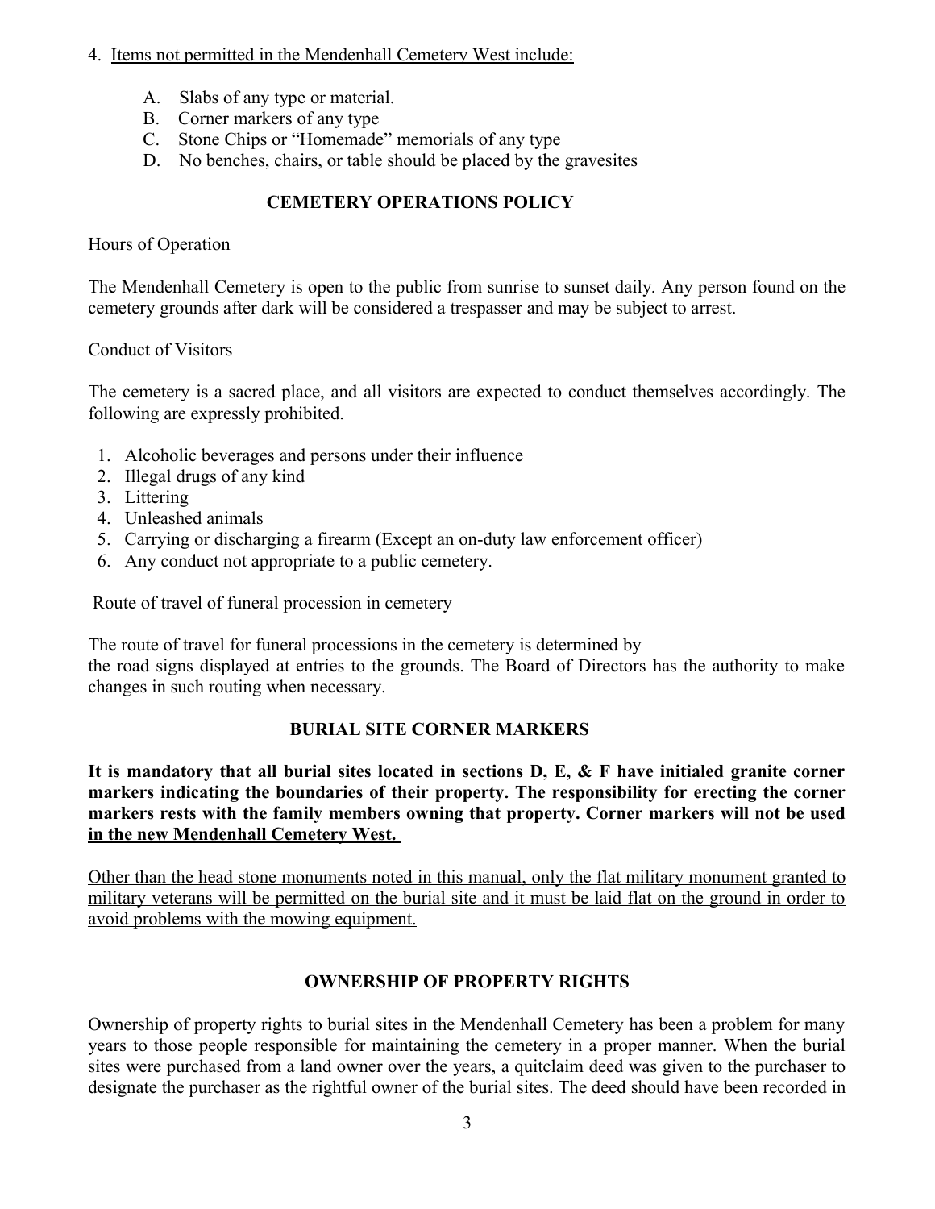4. <u>Items not permitted in the Mendenhall Cemetery West include:</u>

   A. Slabs of any type or material.
   B. Corner markers of any type
   C. Stone Chips or "Homemade" memorials of any type
   D. No benches, chairs, or table should be placed by the gravesites

## CEMETERY OPERATIONS POLICY

Hours of Operation

The Mendenhall Cemetery is open to the public from sunrise to sunset daily. Any person found on the cemetery grounds after dark will be considered a trespasser and may be subject to arrest.

Conduct of Visitors

The cemetery is a sacred place, and all visitors are expected to conduct themselves accordingly. The following are expressly prohibited.

1. Alcoholic beverages and persons under their influence
2. Illegal drugs of any kind
3. Littering
4. Unleashed animals
5. Carrying or discharging a firearm (Except an on-duty law enforcement officer)
6. Any conduct not appropriate to a public cemetery.

Route of travel of funeral procession in cemetery

The route of travel for funeral processions in the cemetery is determined by the road signs displayed at entries to the grounds. The Board of Directors has the authority to make changes in such routing when necessary.

## BURIAL SITE CORNER MARKERS

<u>**It is mandatory that all burial sites located in sections D, E, & F have initialed granite corner markers indicating the boundaries of their property. The responsibility for erecting the corner markers rests with the family members owning that property. Corner markers will not be used in the new Mendenhall Cemetery West.**</u>

<u>Other than the head stone monuments noted in this manual, only the flat military monument granted to military veterans will be permitted on the burial site and it must be laid flat on the ground in order to avoid problems with the mowing equipment.</u>

## OWNERSHIP OF PROPERTY RIGHTS

Ownership of property rights to burial sites in the Mendenhall Cemetery has been a problem for many years to those people responsible for maintaining the cemetery in a proper manner. When the burial sites were purchased from a land owner over the years, a quitclaim deed was given to the purchaser to designate the purchaser as the rightful owner of the burial sites. The deed should have been recorded in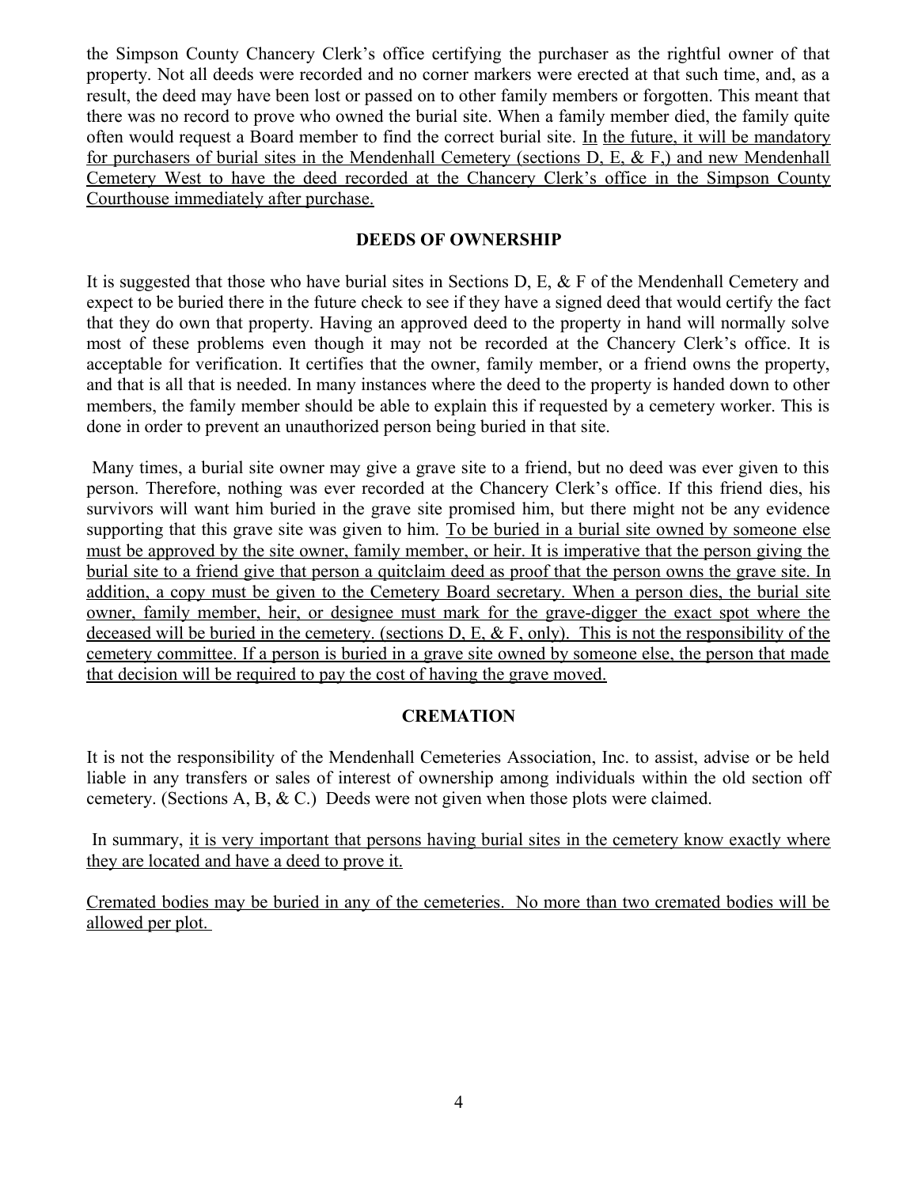the Simpson County Chancery Clerk's office certifying the purchaser as the rightful owner of that property. Not all deeds were recorded and no corner markers were erected at that such time, and, as a result, the deed may have been lost or passed on to other family members or forgotten. This meant that there was no record to prove who owned the burial site. When a family member died, the family quite often would request a Board member to find the correct burial site. <u>In the future, it will be mandatory for purchasers of burial sites in the Mendenhall Cemetery (sections D, E, & F,) and new Mendenhall Cemetery West to have the deed recorded at the Chancery Clerk's office in the Simpson County Courthouse immediately after purchase.</u>

## DEEDS OF OWNERSHIP

It is suggested that those who have burial sites in Sections D, E, & F of the Mendenhall Cemetery and expect to be buried there in the future check to see if they have a signed deed that would certify the fact that they do own that property. Having an approved deed to the property in hand will normally solve most of these problems even though it may not be recorded at the Chancery Clerk's office. It is acceptable for verification. It certifies that the owner, family member, or a friend owns the property, and that is all that is needed. In many instances where the deed to the property is handed down to other members, the family member should be able to explain this if requested by a cemetery worker. This is done in order to prevent an unauthorized person being buried in that site.

Many times, a burial site owner may give a grave site to a friend, but no deed was ever given to this person. Therefore, nothing was ever recorded at the Chancery Clerk's office. If this friend dies, his survivors will want him buried in the grave site promised him, but there might not be any evidence supporting that this grave site was given to him. <u>To be buried in a burial site owned by someone else must be approved by the site owner, family member, or heir. It is imperative that the person giving the burial site to a friend give that person a quitclaim deed as proof that the person owns the grave site. In addition, a copy must be given to the Cemetery Board secretary. When a person dies, the burial site owner, family member, heir, or designee must mark for the grave-digger the exact spot where the deceased will be buried in the cemetery. (sections D, E, & F, only). This is not the responsibility of the cemetery committee. If a person is buried in a grave site owned by someone else, the person that made that decision will be required to pay the cost of having the grave moved.</u>

## CREMATION

It is not the responsibility of the Mendenhall Cemeteries Association, Inc. to assist, advise or be held liable in any transfers or sales of interest of ownership among individuals within the old section off cemetery. (Sections A, B, & C.) Deeds were not given when those plots were claimed.

In summary, <u>it is very important that persons having burial sites in the cemetery know exactly where they are located and have a deed to prove it.</u>

<u>Cremated bodies may be buried in any of the cemeteries. No more than two cremated bodies will be allowed per plot.</u>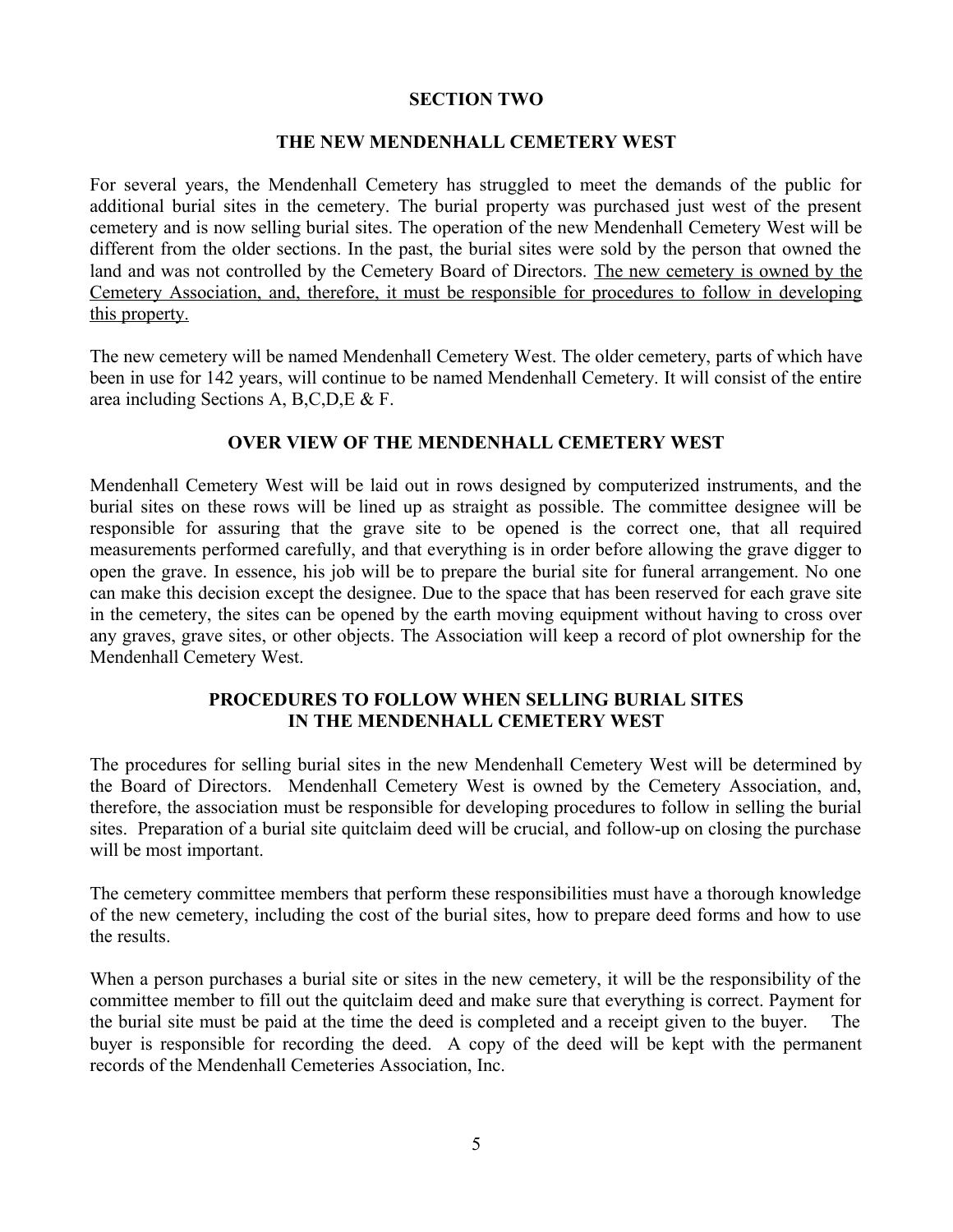## SECTION TWO

## THE NEW MENDENHALL CEMETERY WEST

For several years, the Mendenhall Cemetery has struggled to meet the demands of the public for additional burial sites in the cemetery. The burial property was purchased just west of the present cemetery and is now selling burial sites. The operation of the new Mendenhall Cemetery West will be different from the older sections. In the past, the burial sites were sold by the person that owned the land and was not controlled by the Cemetery Board of Directors. <u>The new cemetery is owned by the Cemetery Association, and, therefore, it must be responsible for procedures to follow in developing this property.</u>

The new cemetery will be named Mendenhall Cemetery West. The older cemetery, parts of which have been in use for 142 years, will continue to be named Mendenhall Cemetery. It will consist of the entire area including Sections A, B,C,D,E & F.

### OVER VIEW OF THE MENDENHALL CEMETERY WEST

Mendenhall Cemetery West will be laid out in rows designed by computerized instruments, and the burial sites on these rows will be lined up as straight as possible. The committee designee will be responsible for assuring that the grave site to be opened is the correct one, that all required measurements performed carefully, and that everything is in order before allowing the grave digger to open the grave. In essence, his job will be to prepare the burial site for funeral arrangement. No one can make this decision except the designee. Due to the space that has been reserved for each grave site in the cemetery, the sites can be opened by the earth moving equipment without having to cross over any graves, grave sites, or other objects. The Association will keep a record of plot ownership for the Mendenhall Cemetery West.

### PROCEDURES TO FOLLOW WHEN SELLING BURIAL SITES IN THE MENDENHALL CEMETERY WEST

The procedures for selling burial sites in the new Mendenhall Cemetery West will be determined by the Board of Directors. Mendenhall Cemetery West is owned by the Cemetery Association, and, therefore, the association must be responsible for developing procedures to follow in selling the burial sites. Preparation of a burial site quitclaim deed will be crucial, and follow-up on closing the purchase will be most important.

The cemetery committee members that perform these responsibilities must have a thorough knowledge of the new cemetery, including the cost of the burial sites, how to prepare deed forms and how to use the results.

When a person purchases a burial site or sites in the new cemetery, it will be the responsibility of the committee member to fill out the quitclaim deed and make sure that everything is correct. Payment for the burial site must be paid at the time the deed is completed and a receipt given to the buyer. The buyer is responsible for recording the deed. A copy of the deed will be kept with the permanent records of the Mendenhall Cemeteries Association, Inc.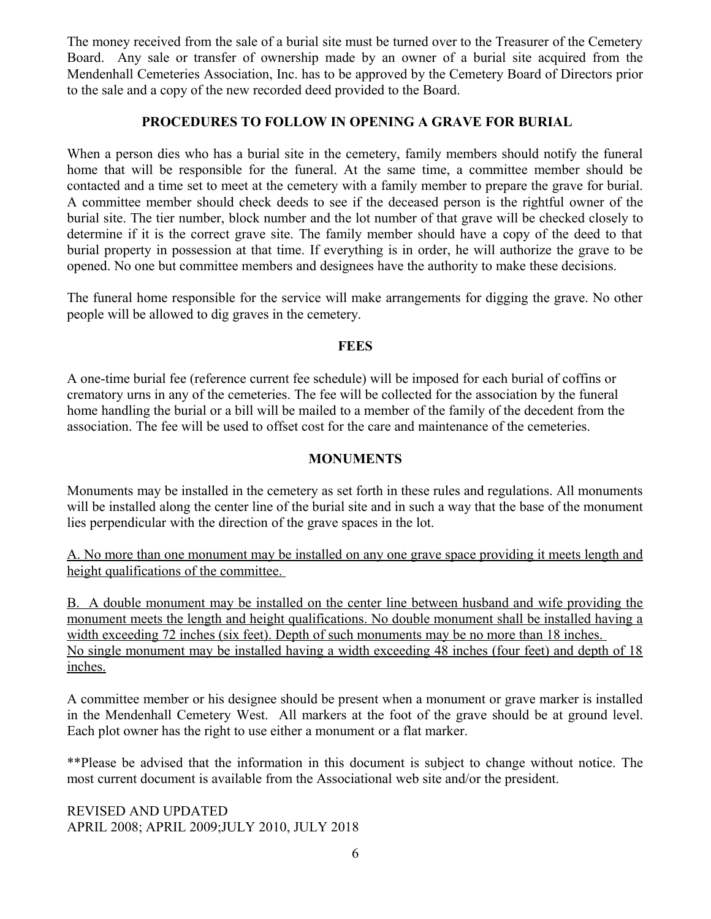The money received from the sale of a burial site must be turned over to the Treasurer of the Cemetery Board. Any sale or transfer of ownership made by an owner of a burial site acquired from the Mendenhall Cemeteries Association, Inc. has to be approved by the Cemetery Board of Directors prior to the sale and a copy of the new recorded deed provided to the Board.

## PROCEDURES TO FOLLOW IN OPENING A GRAVE FOR BURIAL

When a person dies who has a burial site in the cemetery, family members should notify the funeral home that will be responsible for the funeral. At the same time, a committee member should be contacted and a time set to meet at the cemetery with a family member to prepare the grave for burial. A committee member should check deeds to see if the deceased person is the rightful owner of the burial site. The tier number, block number and the lot number of that grave will be checked closely to determine if it is the correct grave site. The family member should have a copy of the deed to that burial property in possession at that time. If everything is in order, he will authorize the grave to be opened. No one but committee members and designees have the authority to make these decisions.

The funeral home responsible for the service will make arrangements for digging the grave. No other people will be allowed to dig graves in the cemetery.

## FEES

A one-time burial fee (reference current fee schedule) will be imposed for each burial of coffins or crematory urns in any of the cemeteries. The fee will be collected for the association by the funeral home handling the burial or a bill will be mailed to a member of the family of the decedent from the association. The fee will be used to offset cost for the care and maintenance of the cemeteries.

## MONUMENTS

Monuments may be installed in the cemetery as set forth in these rules and regulations. All monuments will be installed along the center line of the burial site and in such a way that the base of the monument lies perpendicular with the direction of the grave spaces in the lot.

<u>A. No more than one monument may be installed on any one grave space providing it meets length and height qualifications of the committee.</u>

<u>B. A double monument may be installed on the center line between husband and wife providing the monument meets the length and height qualifications. No double monument shall be installed having a width exceeding 72 inches (six feet). Depth of such monuments may be no more than 18 inches. No single monument may be installed having a width exceeding 48 inches (four feet) and depth of 18 inches.</u>

A committee member or his designee should be present when a monument or grave marker is installed in the Mendenhall Cemetery West. All markers at the foot of the grave should be at ground level. Each plot owner has the right to use either a monument or a flat marker.

**Please be advised that the information in this document is subject to change without notice. The most current document is available from the Associational web site and/or the president.

REVISED AND UPDATED
APRIL 2008; APRIL 2009;JULY 2010, JULY 2018